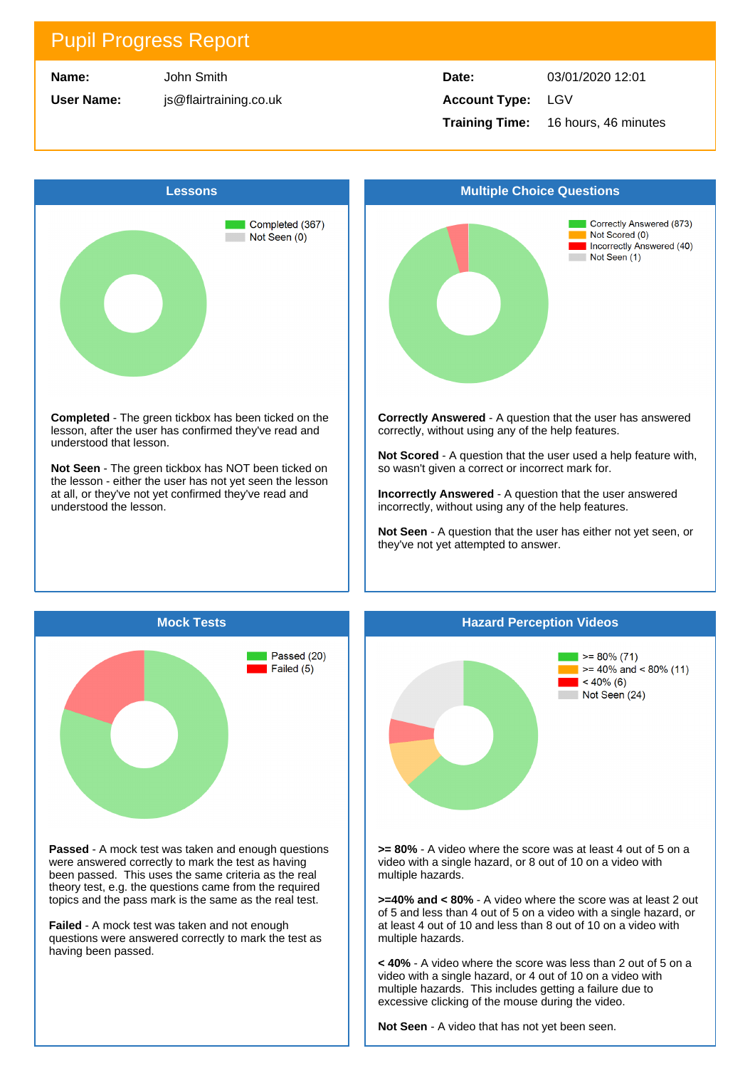# Pupil Progress Report

| | | | |
|---|---|---|---|
| **Name:** | John Smith | **Date:** | 03/01/2020 12:01 |
| **User Name:** | js@flairtraining.co.uk | **Account Type:** | LGV |
| | | **Training Time:** | 16 hours, 46 minutes |

## Lessons

Completed (367)
Not Seen (0)

**Completed** - The green tickbox has been ticked on the lesson, after the user has confirmed they've read and understood that lesson.

**Not Seen** - The green tickbox has NOT been ticked on the lesson - either the user has not yet seen the lesson at all, or they've not yet confirmed they've read and understood the lesson.

## Multiple Choice Questions

Correctly Answered (873)
Not Scored (0)
Incorrectly Answered (40)
Not Seen (1)

**Correctly Answered** - A question that the user has answered correctly, without using any of the help features.

**Not Scored** - A question that the user used a help feature with, so wasn't given a correct or incorrect mark for.

**Incorrectly Answered** - A question that the user answered incorrectly, without using any of the help features.

**Not Seen** - A question that the user has either not yet seen, or they've not yet attempted to answer.

## Mock Tests

Passed (20)
Failed (5)

**Passed** - A mock test was taken and enough questions were answered correctly to mark the test as having been passed. This uses the same criteria as the real theory test, e.g. the questions came from the required topics and the pass mark is the same as the real test.

**Failed** - A mock test was taken and not enough questions were answered correctly to mark the test as having been passed.

## Hazard Perception Videos

>= 80% (71)
>= 40% and < 80% (11)
< 40% (6)
Not Seen (24)

**>= 80%** - A video where the score was at least 4 out of 5 on a video with a single hazard, or 8 out of 10 on a video with multiple hazards.

**>=40% and < 80%** - A video where the score was at least 2 out of 5 and less than 4 out of 5 on a video with a single hazard, or at least 4 out of 10 and less than 8 out of 10 on a video with multiple hazards.

**< 40%** - A video where the score was less than 2 out of 5 on a video with a single hazard, or 4 out of 10 on a video with multiple hazards. This includes getting a failure due to excessive clicking of the mouse during the video.

**Not Seen** - A video that has not yet been seen.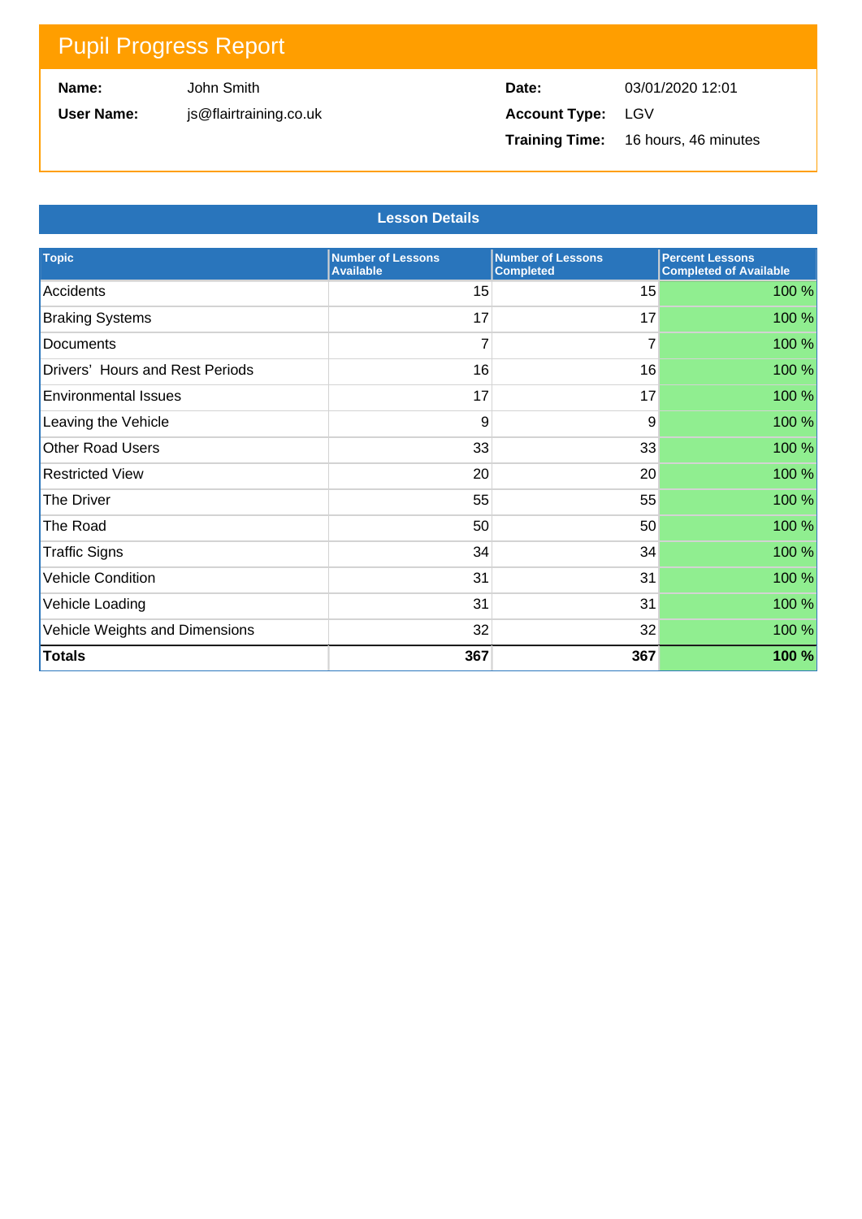# Pupil Progress Report

| | | | |
|---|---|---|---|
| **Name:** | John Smith | **Date:** | 03/01/2020 12:01 |
| **User Name:** | js@flairtraining.co.uk | **Account Type:** | LGV |
| | | **Training Time:** | 16 hours, 46 minutes |

## Lesson Details

| Topic | Number of Lessons Available | Number of Lessons Completed | Percent Lessons Completed of Available |
|---|---|---|---|
| Accidents | 15 | 15 | 100 % |
| Braking Systems | 17 | 17 | 100 % |
| Documents | 7 | 7 | 100 % |
| Drivers' Hours and Rest Periods | 16 | 16 | 100 % |
| Environmental Issues | 17 | 17 | 100 % |
| Leaving the Vehicle | 9 | 9 | 100 % |
| Other Road Users | 33 | 33 | 100 % |
| Restricted View | 20 | 20 | 100 % |
| The Driver | 55 | 55 | 100 % |
| The Road | 50 | 50 | 100 % |
| Traffic Signs | 34 | 34 | 100 % |
| Vehicle Condition | 31 | 31 | 100 % |
| Vehicle Loading | 31 | 31 | 100 % |
| Vehicle Weights and Dimensions | 32 | 32 | 100 % |
| **Totals** | **367** | **367** | **100 %** |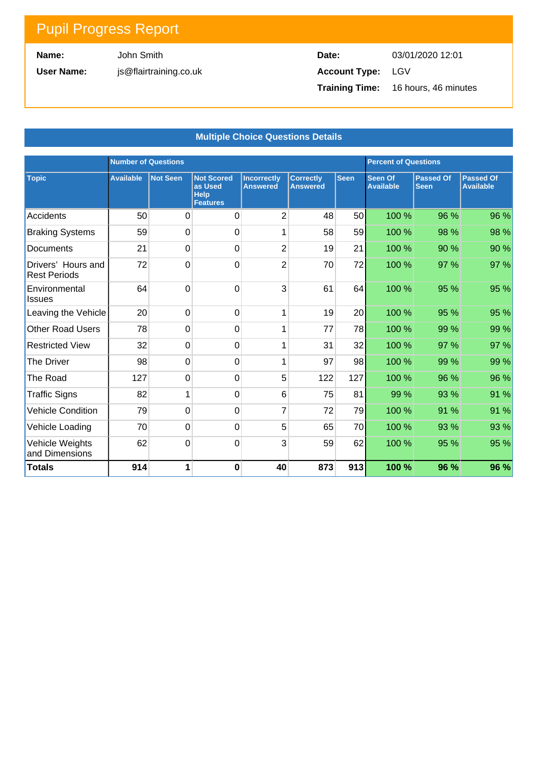# Pupil Progress Report

| | | | |
|---|---|---|---|
| **Name:** | John Smith | **Date:** | 03/01/2020 12:01 |
| **User Name:** | js@flairtraining.co.uk | **Account Type:** | LGV |
| | | **Training Time:** | 16 hours, 46 minutes |

## Multiple Choice Questions Details

| | Number of Questions | | | | | | Percent of Questions | | |
|---|---|---|---|---|---|---|---|---|---|
| **Topic** | **Available** | **Not Seen** | **Not Scored as Used Help Features** | **Incorrectly Answered** | **Correctly Answered** | **Seen** | **Seen Of Available** | **Passed Of Seen** | **Passed Of Available** |
| Accidents | 50 | 0 | 0 | 2 | 48 | 50 | 100 % | 96 % | 96 % |
| Braking Systems | 59 | 0 | 0 | 1 | 58 | 59 | 100 % | 98 % | 98 % |
| Documents | 21 | 0 | 0 | 2 | 19 | 21 | 100 % | 90 % | 90 % |
| Drivers' Hours and Rest Periods | 72 | 0 | 0 | 2 | 70 | 72 | 100 % | 97 % | 97 % |
| Environmental Issues | 64 | 0 | 0 | 3 | 61 | 64 | 100 % | 95 % | 95 % |
| Leaving the Vehicle | 20 | 0 | 0 | 1 | 19 | 20 | 100 % | 95 % | 95 % |
| Other Road Users | 78 | 0 | 0 | 1 | 77 | 78 | 100 % | 99 % | 99 % |
| Restricted View | 32 | 0 | 0 | 1 | 31 | 32 | 100 % | 97 % | 97 % |
| The Driver | 98 | 0 | 0 | 1 | 97 | 98 | 100 % | 99 % | 99 % |
| The Road | 127 | 0 | 0 | 5 | 122 | 127 | 100 % | 96 % | 96 % |
| Traffic Signs | 82 | 1 | 0 | 6 | 75 | 81 | 99 % | 93 % | 91 % |
| Vehicle Condition | 79 | 0 | 0 | 7 | 72 | 79 | 100 % | 91 % | 91 % |
| Vehicle Loading | 70 | 0 | 0 | 5 | 65 | 70 | 100 % | 93 % | 93 % |
| Vehicle Weights and Dimensions | 62 | 0 | 0 | 3 | 59 | 62 | 100 % | 95 % | 95 % |
| **Totals** | **914** | **1** | **0** | **40** | **873** | **913** | **100 %** | **96 %** | **96 %** |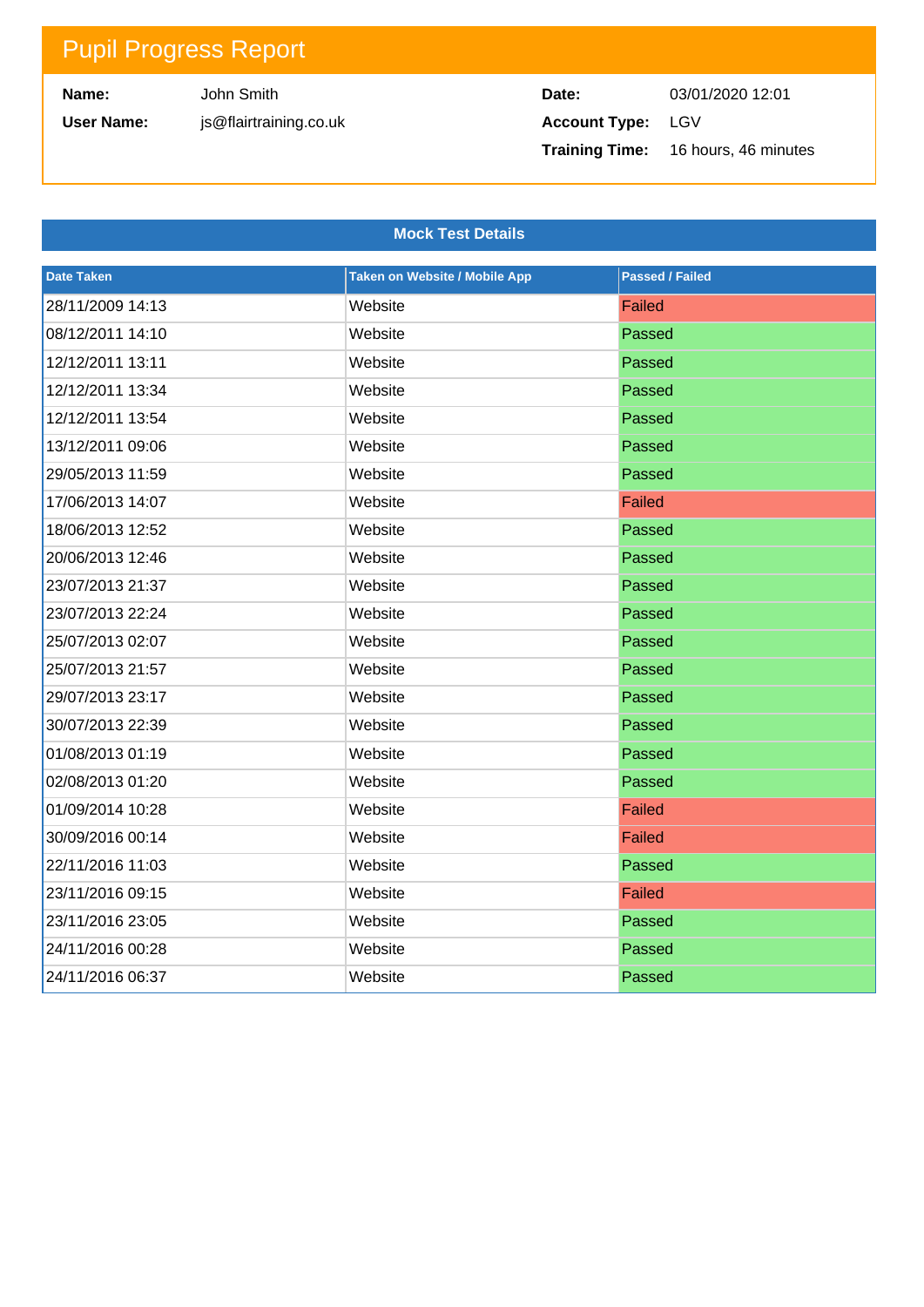# Pupil Progress Report

| | | | |
|---|---|---|---|
| **Name:** | John Smith | **Date:** | 03/01/2020 12:01 |
| **User Name:** | js@flairtraining.co.uk | **Account Type:** | LGV |
| | | **Training Time:** | 16 hours, 46 minutes |

## Mock Test Details

| Date Taken | Taken on Website / Mobile App | Passed / Failed |
|---|---|---|
| 28/11/2009 14:13 | Website | Failed |
| 08/12/2011 14:10 | Website | Passed |
| 12/12/2011 13:11 | Website | Passed |
| 12/12/2011 13:34 | Website | Passed |
| 12/12/2011 13:54 | Website | Passed |
| 13/12/2011 09:06 | Website | Passed |
| 29/05/2013 11:59 | Website | Passed |
| 17/06/2013 14:07 | Website | Failed |
| 18/06/2013 12:52 | Website | Passed |
| 20/06/2013 12:46 | Website | Passed |
| 23/07/2013 21:37 | Website | Passed |
| 23/07/2013 22:24 | Website | Passed |
| 25/07/2013 02:07 | Website | Passed |
| 25/07/2013 21:57 | Website | Passed |
| 29/07/2013 23:17 | Website | Passed |
| 30/07/2013 22:39 | Website | Passed |
| 01/08/2013 01:19 | Website | Passed |
| 02/08/2013 01:20 | Website | Passed |
| 01/09/2014 10:28 | Website | Failed |
| 30/09/2016 00:14 | Website | Failed |
| 22/11/2016 11:03 | Website | Passed |
| 23/11/2016 09:15 | Website | Failed |
| 23/11/2016 23:05 | Website | Passed |
| 24/11/2016 00:28 | Website | Passed |
| 24/11/2016 06:37 | Website | Passed |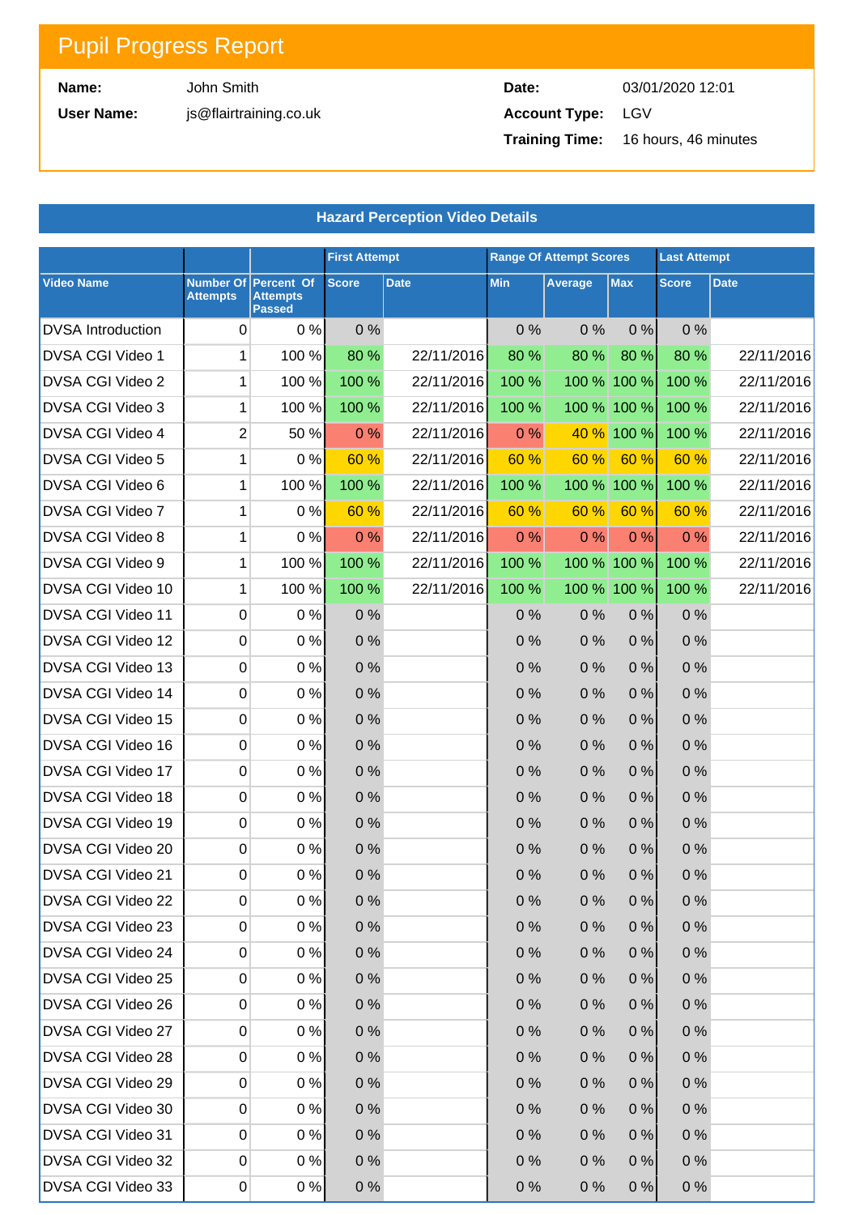# Pupil Progress Report

| | | | |
|---|---|---|---|
| **Name:** | John Smith | **Date:** | 03/01/2020 12:01 |
| **User Name:** | js@flairtraining.co.uk | **Account Type:** | LGV |
| | | **Training Time:** | 16 hours, 46 minutes |

## Hazard Perception Video Details

| | | | First Attempt | | Range Of Attempt Scores | | | Last Attempt | |
|---|---|---|---|---|---|---|---|---|---|
| **Video Name** | **Number Of Attempts** | **Percent Of Attempts Passed** | **Score** | **Date** | **Min** | **Average** | **Max** | **Score** | **Date** |
| DVSA Introduction | 0 | 0 % | 0 % | | 0 % | 0 % | 0 % | 0 % | |
| DVSA CGI Video 1 | 1 | 100 % | 80 % | 22/11/2016 | 80 % | 80 % | 80 % | 80 % | 22/11/2016 |
| DVSA CGI Video 2 | 1 | 100 % | 100 % | 22/11/2016 | 100 % | 100 % | 100 % | 100 % | 22/11/2016 |
| DVSA CGI Video 3 | 1 | 100 % | 100 % | 22/11/2016 | 100 % | 100 % | 100 % | 100 % | 22/11/2016 |
| DVSA CGI Video 4 | 2 | 50 % | 0 % | 22/11/2016 | 0 % | 40 % | 100 % | 100 % | 22/11/2016 |
| DVSA CGI Video 5 | 1 | 0 % | 60 % | 22/11/2016 | 60 % | 60 % | 60 % | 60 % | 22/11/2016 |
| DVSA CGI Video 6 | 1 | 100 % | 100 % | 22/11/2016 | 100 % | 100 % | 100 % | 100 % | 22/11/2016 |
| DVSA CGI Video 7 | 1 | 0 % | 60 % | 22/11/2016 | 60 % | 60 % | 60 % | 60 % | 22/11/2016 |
| DVSA CGI Video 8 | 1 | 0 % | 0 % | 22/11/2016 | 0 % | 0 % | 0 % | 0 % | 22/11/2016 |
| DVSA CGI Video 9 | 1 | 100 % | 100 % | 22/11/2016 | 100 % | 100 % | 100 % | 100 % | 22/11/2016 |
| DVSA CGI Video 10 | 1 | 100 % | 100 % | 22/11/2016 | 100 % | 100 % | 100 % | 100 % | 22/11/2016 |
| DVSA CGI Video 11 | 0 | 0 % | 0 % | | 0 % | 0 % | 0 % | 0 % | |
| DVSA CGI Video 12 | 0 | 0 % | 0 % | | 0 % | 0 % | 0 % | 0 % | |
| DVSA CGI Video 13 | 0 | 0 % | 0 % | | 0 % | 0 % | 0 % | 0 % | |
| DVSA CGI Video 14 | 0 | 0 % | 0 % | | 0 % | 0 % | 0 % | 0 % | |
| DVSA CGI Video 15 | 0 | 0 % | 0 % | | 0 % | 0 % | 0 % | 0 % | |
| DVSA CGI Video 16 | 0 | 0 % | 0 % | | 0 % | 0 % | 0 % | 0 % | |
| DVSA CGI Video 17 | 0 | 0 % | 0 % | | 0 % | 0 % | 0 % | 0 % | |
| DVSA CGI Video 18 | 0 | 0 % | 0 % | | 0 % | 0 % | 0 % | 0 % | |
| DVSA CGI Video 19 | 0 | 0 % | 0 % | | 0 % | 0 % | 0 % | 0 % | |
| DVSA CGI Video 20 | 0 | 0 % | 0 % | | 0 % | 0 % | 0 % | 0 % | |
| DVSA CGI Video 21 | 0 | 0 % | 0 % | | 0 % | 0 % | 0 % | 0 % | |
| DVSA CGI Video 22 | 0 | 0 % | 0 % | | 0 % | 0 % | 0 % | 0 % | |
| DVSA CGI Video 23 | 0 | 0 % | 0 % | | 0 % | 0 % | 0 % | 0 % | |
| DVSA CGI Video 24 | 0 | 0 % | 0 % | | 0 % | 0 % | 0 % | 0 % | |
| DVSA CGI Video 25 | 0 | 0 % | 0 % | | 0 % | 0 % | 0 % | 0 % | |
| DVSA CGI Video 26 | 0 | 0 % | 0 % | | 0 % | 0 % | 0 % | 0 % | |
| DVSA CGI Video 27 | 0 | 0 % | 0 % | | 0 % | 0 % | 0 % | 0 % | |
| DVSA CGI Video 28 | 0 | 0 % | 0 % | | 0 % | 0 % | 0 % | 0 % | |
| DVSA CGI Video 29 | 0 | 0 % | 0 % | | 0 % | 0 % | 0 % | 0 % | |
| DVSA CGI Video 30 | 0 | 0 % | 0 % | | 0 % | 0 % | 0 % | 0 % | |
| DVSA CGI Video 31 | 0 | 0 % | 0 % | | 0 % | 0 % | 0 % | 0 % | |
| DVSA CGI Video 32 | 0 | 0 % | 0 % | | 0 % | 0 % | 0 % | 0 % | |
| DVSA CGI Video 33 | 0 | 0 % | 0 % | | 0 % | 0 % | 0 % | 0 % | |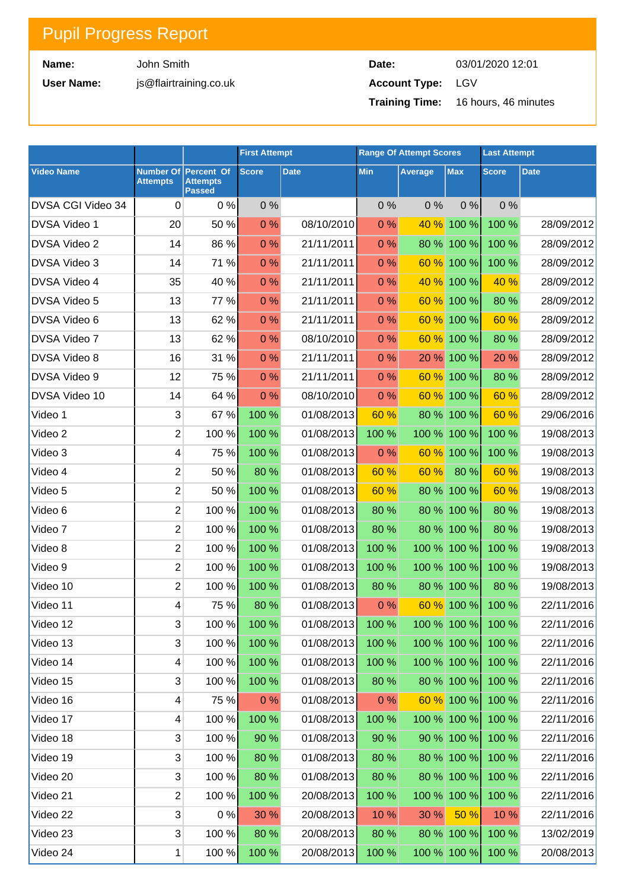# Pupil Progress Report

| | | | |
|---|---|---|---|
| **Name:** | John Smith | **Date:** | 03/01/2020 12:01 |
| **User Name:** | js@flairtraining.co.uk | **Account Type:** | LGV |
| | | **Training Time:** | 16 hours, 46 minutes |

| | | | First Attempt | | Range Of Attempt Scores | | | Last Attempt | |
|---|---|---|---|---|---|---|---|---|---|
| Video Name | Number Of Attempts | Percent Of Attempts Passed | Score | Date | Min | Average | Max | Score | Date |
| DVSA CGI Video 34 | 0 | 0 % | 0 % | | 0 % | 0 % | 0 % | 0 % | |
| DVSA Video 1 | 20 | 50 % | 0 % | 08/10/2010 | 0 % | 40 % | 100 % | 100 % | 28/09/2012 |
| DVSA Video 2 | 14 | 86 % | 0 % | 21/11/2011 | 0 % | 80 % | 100 % | 100 % | 28/09/2012 |
| DVSA Video 3 | 14 | 71 % | 0 % | 21/11/2011 | 0 % | 60 % | 100 % | 100 % | 28/09/2012 |
| DVSA Video 4 | 35 | 40 % | 0 % | 21/11/2011 | 0 % | 40 % | 100 % | 40 % | 28/09/2012 |
| DVSA Video 5 | 13 | 77 % | 0 % | 21/11/2011 | 0 % | 60 % | 100 % | 80 % | 28/09/2012 |
| DVSA Video 6 | 13 | 62 % | 0 % | 21/11/2011 | 0 % | 60 % | 100 % | 60 % | 28/09/2012 |
| DVSA Video 7 | 13 | 62 % | 0 % | 08/10/2010 | 0 % | 60 % | 100 % | 80 % | 28/09/2012 |
| DVSA Video 8 | 16 | 31 % | 0 % | 21/11/2011 | 0 % | 20 % | 100 % | 20 % | 28/09/2012 |
| DVSA Video 9 | 12 | 75 % | 0 % | 21/11/2011 | 0 % | 60 % | 100 % | 80 % | 28/09/2012 |
| DVSA Video 10 | 14 | 64 % | 0 % | 08/10/2010 | 0 % | 60 % | 100 % | 60 % | 28/09/2012 |
| Video 1 | 3 | 67 % | 100 % | 01/08/2013 | 60 % | 80 % | 100 % | 60 % | 29/06/2016 |
| Video 2 | 2 | 100 % | 100 % | 01/08/2013 | 100 % | 100 % | 100 % | 100 % | 19/08/2013 |
| Video 3 | 4 | 75 % | 100 % | 01/08/2013 | 0 % | 60 % | 100 % | 100 % | 19/08/2013 |
| Video 4 | 2 | 50 % | 80 % | 01/08/2013 | 60 % | 60 % | 80 % | 60 % | 19/08/2013 |
| Video 5 | 2 | 50 % | 100 % | 01/08/2013 | 60 % | 80 % | 100 % | 60 % | 19/08/2013 |
| Video 6 | 2 | 100 % | 100 % | 01/08/2013 | 80 % | 80 % | 100 % | 80 % | 19/08/2013 |
| Video 7 | 2 | 100 % | 100 % | 01/08/2013 | 80 % | 80 % | 100 % | 80 % | 19/08/2013 |
| Video 8 | 2 | 100 % | 100 % | 01/08/2013 | 100 % | 100 % | 100 % | 100 % | 19/08/2013 |
| Video 9 | 2 | 100 % | 100 % | 01/08/2013 | 100 % | 100 % | 100 % | 100 % | 19/08/2013 |
| Video 10 | 2 | 100 % | 100 % | 01/08/2013 | 80 % | 80 % | 100 % | 80 % | 19/08/2013 |
| Video 11 | 4 | 75 % | 80 % | 01/08/2013 | 0 % | 60 % | 100 % | 100 % | 22/11/2016 |
| Video 12 | 3 | 100 % | 100 % | 01/08/2013 | 100 % | 100 % | 100 % | 100 % | 22/11/2016 |
| Video 13 | 3 | 100 % | 100 % | 01/08/2013 | 100 % | 100 % | 100 % | 100 % | 22/11/2016 |
| Video 14 | 4 | 100 % | 100 % | 01/08/2013 | 100 % | 100 % | 100 % | 100 % | 22/11/2016 |
| Video 15 | 3 | 100 % | 100 % | 01/08/2013 | 80 % | 80 % | 100 % | 100 % | 22/11/2016 |
| Video 16 | 4 | 75 % | 0 % | 01/08/2013 | 0 % | 60 % | 100 % | 100 % | 22/11/2016 |
| Video 17 | 4 | 100 % | 100 % | 01/08/2013 | 100 % | 100 % | 100 % | 100 % | 22/11/2016 |
| Video 18 | 3 | 100 % | 90 % | 01/08/2013 | 90 % | 90 % | 100 % | 100 % | 22/11/2016 |
| Video 19 | 3 | 100 % | 80 % | 01/08/2013 | 80 % | 80 % | 100 % | 100 % | 22/11/2016 |
| Video 20 | 3 | 100 % | 80 % | 01/08/2013 | 80 % | 80 % | 100 % | 100 % | 22/11/2016 |
| Video 21 | 2 | 100 % | 100 % | 20/08/2013 | 100 % | 100 % | 100 % | 100 % | 22/11/2016 |
| Video 22 | 3 | 0 % | 30 % | 20/08/2013 | 10 % | 30 % | 50 % | 10 % | 22/11/2016 |
| Video 23 | 3 | 100 % | 80 % | 20/08/2013 | 80 % | 80 % | 100 % | 100 % | 13/02/2019 |
| Video 24 | 1 | 100 % | 100 % | 20/08/2013 | 100 % | 100 % | 100 % | 100 % | 20/08/2013 |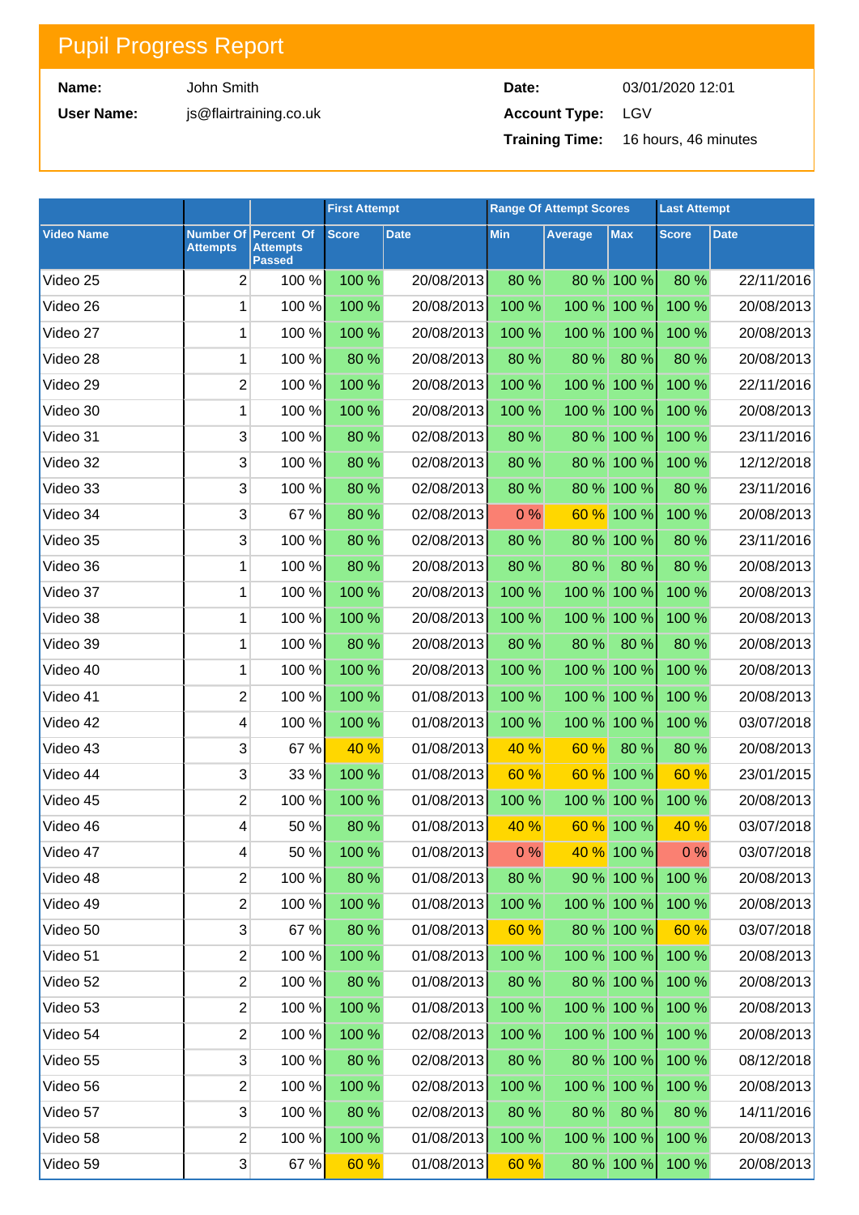# Pupil Progress Report

| | | | |
|---|---|---|---|
| **Name:** | John Smith | **Date:** | 03/01/2020 12:01 |
| **User Name:** | js@flairtraining.co.uk | **Account Type:** | LGV |
| | | **Training Time:** | 16 hours, 46 minutes |

| | | | First Attempt | | Range Of Attempt Scores | | | Last Attempt | |
|---|---|---|---|---|---|---|---|---|---|
| Video Name | Number Of Attempts | Percent Of Attempts Passed | Score | Date | Min | Average | Max | Score | Date |
| Video 25 | 2 | 100 % | 100 % | 20/08/2013 | 80 % | 80 % | 100 % | 80 % | 22/11/2016 |
| Video 26 | 1 | 100 % | 100 % | 20/08/2013 | 100 % | 100 % | 100 % | 100 % | 20/08/2013 |
| Video 27 | 1 | 100 % | 100 % | 20/08/2013 | 100 % | 100 % | 100 % | 100 % | 20/08/2013 |
| Video 28 | 1 | 100 % | 80 % | 20/08/2013 | 80 % | 80 % | 80 % | 80 % | 20/08/2013 |
| Video 29 | 2 | 100 % | 100 % | 20/08/2013 | 100 % | 100 % | 100 % | 100 % | 22/11/2016 |
| Video 30 | 1 | 100 % | 100 % | 20/08/2013 | 100 % | 100 % | 100 % | 100 % | 20/08/2013 |
| Video 31 | 3 | 100 % | 80 % | 02/08/2013 | 80 % | 80 % | 100 % | 100 % | 23/11/2016 |
| Video 32 | 3 | 100 % | 80 % | 02/08/2013 | 80 % | 80 % | 100 % | 100 % | 12/12/2018 |
| Video 33 | 3 | 100 % | 80 % | 02/08/2013 | 80 % | 80 % | 100 % | 80 % | 23/11/2016 |
| Video 34 | 3 | 67 % | 80 % | 02/08/2013 | 0 % | 60 % | 100 % | 100 % | 20/08/2013 |
| Video 35 | 3 | 100 % | 80 % | 02/08/2013 | 80 % | 80 % | 100 % | 80 % | 23/11/2016 |
| Video 36 | 1 | 100 % | 80 % | 20/08/2013 | 80 % | 80 % | 80 % | 80 % | 20/08/2013 |
| Video 37 | 1 | 100 % | 100 % | 20/08/2013 | 100 % | 100 % | 100 % | 100 % | 20/08/2013 |
| Video 38 | 1 | 100 % | 100 % | 20/08/2013 | 100 % | 100 % | 100 % | 100 % | 20/08/2013 |
| Video 39 | 1 | 100 % | 80 % | 20/08/2013 | 80 % | 80 % | 80 % | 80 % | 20/08/2013 |
| Video 40 | 1 | 100 % | 100 % | 20/08/2013 | 100 % | 100 % | 100 % | 100 % | 20/08/2013 |
| Video 41 | 2 | 100 % | 100 % | 01/08/2013 | 100 % | 100 % | 100 % | 100 % | 20/08/2013 |
| Video 42 | 4 | 100 % | 100 % | 01/08/2013 | 100 % | 100 % | 100 % | 100 % | 03/07/2018 |
| Video 43 | 3 | 67 % | 40 % | 01/08/2013 | 40 % | 60 % | 80 % | 80 % | 20/08/2013 |
| Video 44 | 3 | 33 % | 100 % | 01/08/2013 | 60 % | 60 % | 100 % | 60 % | 23/01/2015 |
| Video 45 | 2 | 100 % | 100 % | 01/08/2013 | 100 % | 100 % | 100 % | 100 % | 20/08/2013 |
| Video 46 | 4 | 50 % | 80 % | 01/08/2013 | 40 % | 60 % | 100 % | 40 % | 03/07/2018 |
| Video 47 | 4 | 50 % | 100 % | 01/08/2013 | 0 % | 40 % | 100 % | 0 % | 03/07/2018 |
| Video 48 | 2 | 100 % | 80 % | 01/08/2013 | 80 % | 90 % | 100 % | 100 % | 20/08/2013 |
| Video 49 | 2 | 100 % | 100 % | 01/08/2013 | 100 % | 100 % | 100 % | 100 % | 20/08/2013 |
| Video 50 | 3 | 67 % | 80 % | 01/08/2013 | 60 % | 80 % | 100 % | 60 % | 03/07/2018 |
| Video 51 | 2 | 100 % | 100 % | 01/08/2013 | 100 % | 100 % | 100 % | 100 % | 20/08/2013 |
| Video 52 | 2 | 100 % | 80 % | 01/08/2013 | 80 % | 80 % | 100 % | 100 % | 20/08/2013 |
| Video 53 | 2 | 100 % | 100 % | 01/08/2013 | 100 % | 100 % | 100 % | 100 % | 20/08/2013 |
| Video 54 | 2 | 100 % | 100 % | 02/08/2013 | 100 % | 100 % | 100 % | 100 % | 20/08/2013 |
| Video 55 | 3 | 100 % | 80 % | 02/08/2013 | 80 % | 80 % | 100 % | 100 % | 08/12/2018 |
| Video 56 | 2 | 100 % | 100 % | 02/08/2013 | 100 % | 100 % | 100 % | 100 % | 20/08/2013 |
| Video 57 | 3 | 100 % | 80 % | 02/08/2013 | 80 % | 80 % | 80 % | 80 % | 14/11/2016 |
| Video 58 | 2 | 100 % | 100 % | 01/08/2013 | 100 % | 100 % | 100 % | 100 % | 20/08/2013 |
| Video 59 | 3 | 67 % | 60 % | 01/08/2013 | 60 % | 80 % | 100 % | 100 % | 20/08/2013 |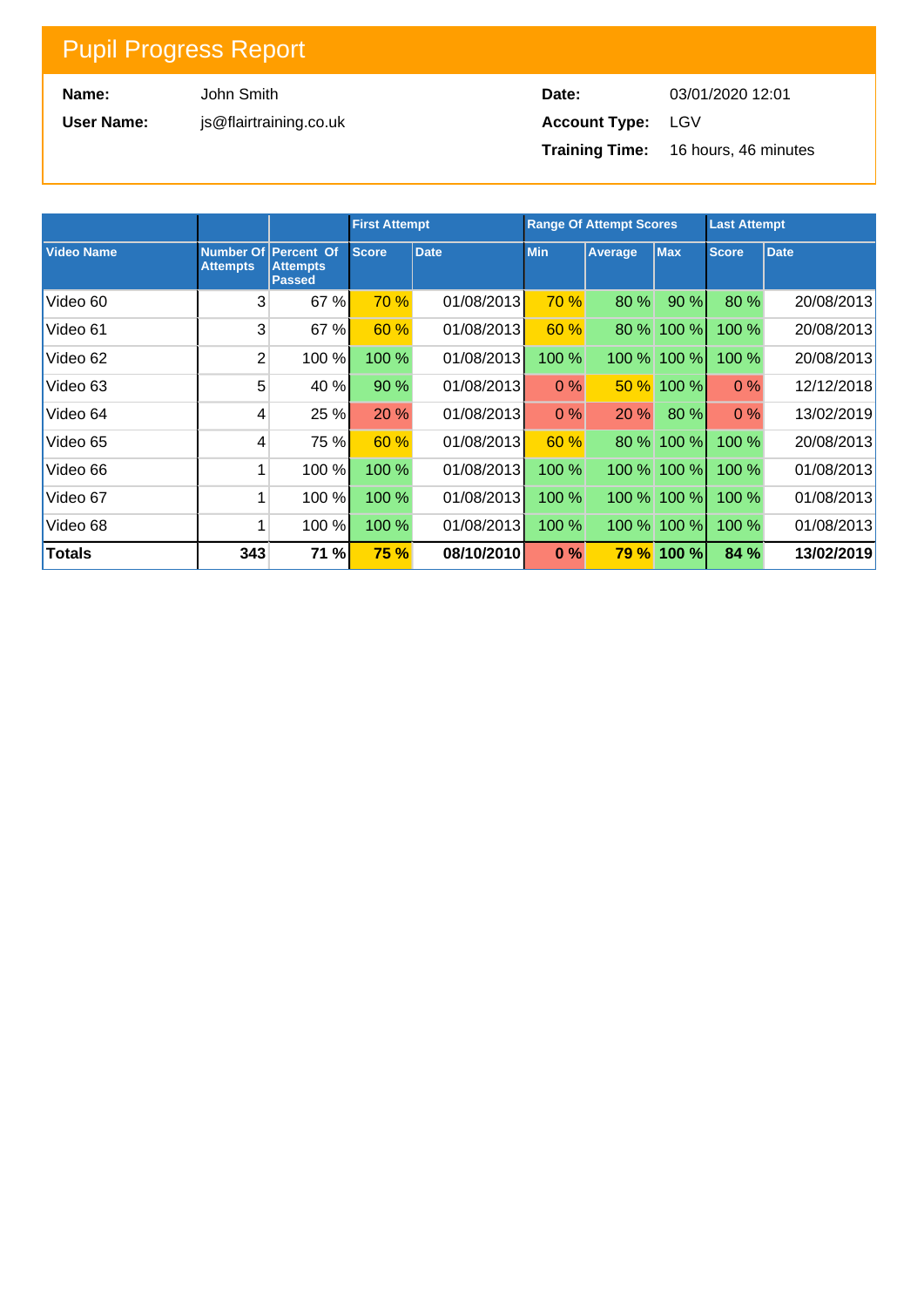# Pupil Progress Report

**Name:** John Smith

**User Name:** js@flairtraining.co.uk

**Date:** 03/01/2020 12:01

**Account Type:** LGV

**Training Time:** 16 hours, 46 minutes

| | | | First Attempt | | Range Of Attempt Scores | | | Last Attempt | |
|---|---|---|---|---|---|---|---|---|---|
| Video Name | Number Of Attempts | Percent Of Attempts Passed | Score | Date | Min | Average | Max | Score | Date |
| Video 60 | 3 | 67 % | 70 % | 01/08/2013 | 70 % | 80 % | 90 % | 80 % | 20/08/2013 |
| Video 61 | 3 | 67 % | 60 % | 01/08/2013 | 60 % | 80 % | 100 % | 100 % | 20/08/2013 |
| Video 62 | 2 | 100 % | 100 % | 01/08/2013 | 100 % | 100 % | 100 % | 100 % | 20/08/2013 |
| Video 63 | 5 | 40 % | 90 % | 01/08/2013 | 0 % | 50 % | 100 % | 0 % | 12/12/2018 |
| Video 64 | 4 | 25 % | 20 % | 01/08/2013 | 0 % | 20 % | 80 % | 0 % | 13/02/2019 |
| Video 65 | 4 | 75 % | 60 % | 01/08/2013 | 60 % | 80 % | 100 % | 100 % | 20/08/2013 |
| Video 66 | 1 | 100 % | 100 % | 01/08/2013 | 100 % | 100 % | 100 % | 100 % | 01/08/2013 |
| Video 67 | 1 | 100 % | 100 % | 01/08/2013 | 100 % | 100 % | 100 % | 100 % | 01/08/2013 |
| Video 68 | 1 | 100 % | 100 % | 01/08/2013 | 100 % | 100 % | 100 % | 100 % | 01/08/2013 |
| **Totals** | **343** | **71 %** | **75 %** | **08/10/2010** | **0 %** | **79 %** | **100 %** | **84 %** | **13/02/2019** |